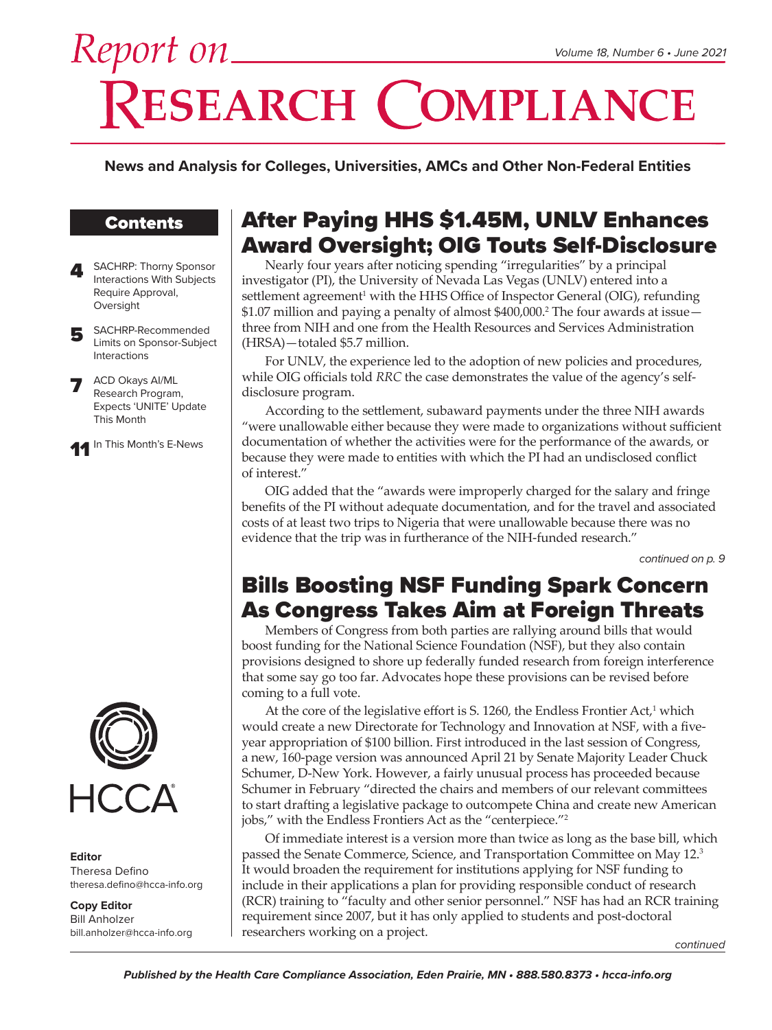# Report on Research Compliance

Volume 18, Number 6 • June 2021

**News and Analysis for Colleges, Universities, AMCs and Other Non-Federal Entities**

## Contents

**4** SACHRP: Thorny Sponsor Interactions With Subjects Require Approval, Oversight

**5** SACHRP-Recommended Limits on Sponsor-Subject Interactions

**7** ACD Okays AI/ML Research Program, Expects 'UNITE' Update This Month

**11** In This Month's E-News

**Editor**
Theresa Defino
theresa.defino@hcca-info.org

**Copy Editor**
Bill Anholzer
bill.anholzer@hcca-info.org

## After Paying HHS $1.45M, UNLV Enhances Award Oversight; OIG Touts Self-Disclosure

Nearly four years after noticing spending "irregularities" by a principal investigator (PI), the University of Nevada Las Vegas (UNLV) entered into a settlement agreement[1] with the HHS Office of Inspector General (OIG), refunding $1.07 million and paying a penalty of almost $400,000.[2] The four awards at issue—three from NIH and one from the Health Resources and Services Administration (HRSA)—totaled $5.7 million.

For UNLV, the experience led to the adoption of new policies and procedures, while OIG officials told *RRC* the case demonstrates the value of the agency's self-disclosure program.

According to the settlement, subaward payments under the three NIH awards "were unallowable either because they were made to organizations without sufficient documentation of whether the activities were for the performance of the awards, or because they were made to entities with which the PI had an undisclosed conflict of interest."

OIG added that the "awards were improperly charged for the salary and fringe benefits of the PI without adequate documentation, and for the travel and associated costs of at least two trips to Nigeria that were unallowable because there was no evidence that the trip was in furtherance of the NIH-funded research."

*continued on p. 9*

## Bills Boosting NSF Funding Spark Concern As Congress Takes Aim at Foreign Threats

Members of Congress from both parties are rallying around bills that would boost funding for the National Science Foundation (NSF), but they also contain provisions designed to shore up federally funded research from foreign interference that some say go too far. Advocates hope these provisions can be revised before coming to a full vote.

At the core of the legislative effort is S. 1260, the Endless Frontier Act,[1] which would create a new Directorate for Technology and Innovation at NSF, with a five-year appropriation of $100 billion. First introduced in the last session of Congress, a new, 160-page version was announced April 21 by Senate Majority Leader Chuck Schumer, D-New York. However, a fairly unusual process has proceeded because Schumer in February "directed the chairs and members of our relevant committees to start drafting a legislative package to outcompete China and create new American jobs," with the Endless Frontiers Act as the "centerpiece."[2]

Of immediate interest is a version more than twice as long as the base bill, which passed the Senate Commerce, Science, and Transportation Committee on May 12.[3] It would broaden the requirement for institutions applying for NSF funding to include in their applications a plan for providing responsible conduct of research (RCR) training to "faculty and other senior personnel." NSF has had an RCR training requirement since 2007, but it has only applied to students and post-doctoral researchers working on a project.

*continued*

Published by the Health Care Compliance Association, Eden Prairie, MN • 888.580.8373 • hcca-info.org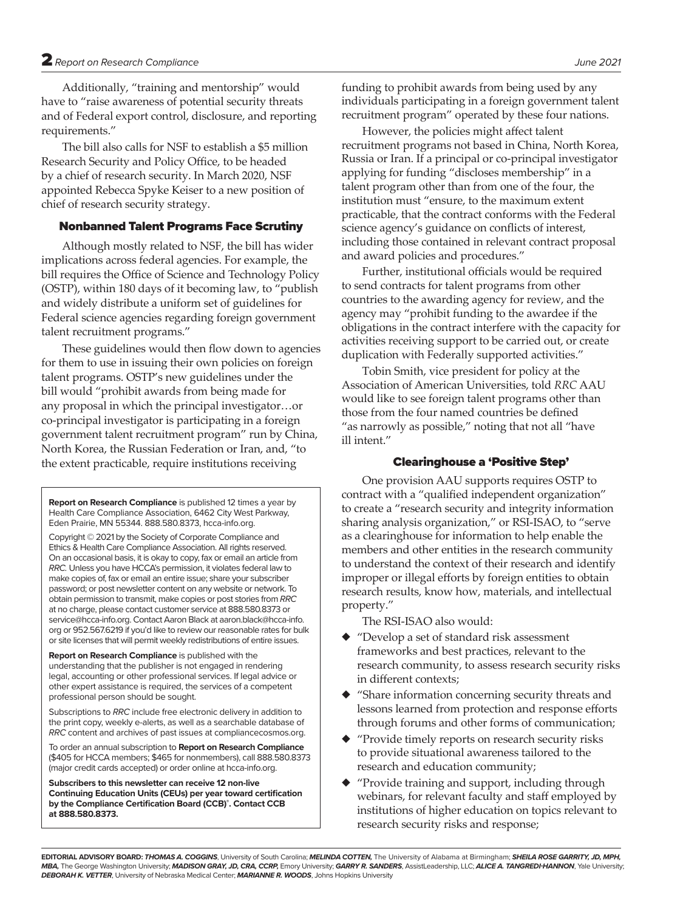Additionally, "training and mentorship" would have to "raise awareness of potential security threats and of Federal export control, disclosure, and reporting requirements."

The bill also calls for NSF to establish a $5 million Research Security and Policy Office, to be headed by a chief of research security. In March 2020, NSF appointed Rebecca Spyke Keiser to a new position of chief of research security strategy.

### Nonbanned Talent Programs Face Scrutiny

Although mostly related to NSF, the bill has wider implications across federal agencies. For example, the bill requires the Office of Science and Technology Policy (OSTP), within 180 days of it becoming law, to "publish and widely distribute a uniform set of guidelines for Federal science agencies regarding foreign government talent recruitment programs."

These guidelines would then flow down to agencies for them to use in issuing their own policies on foreign talent programs. OSTP's new guidelines under the bill would "prohibit awards from being made for any proposal in which the principal investigator…or co-principal investigator is participating in a foreign government talent recruitment program" run by China, North Korea, the Russian Federation or Iran, and, "to the extent practicable, require institutions receiving funding to prohibit awards from being used by any individuals participating in a foreign government talent recruitment program" operated by these four nations.

However, the policies might affect talent recruitment programs not based in China, North Korea, Russia or Iran. If a principal or co-principal investigator applying for funding "discloses membership" in a talent program other than from one of the four, the institution must "ensure, to the maximum extent practicable, that the contract conforms with the Federal science agency's guidance on conflicts of interest, including those contained in relevant contract proposal and award policies and procedures."

Further, institutional officials would be required to send contracts for talent programs from other countries to the awarding agency for review, and the agency may "prohibit funding to the awardee if the obligations in the contract interfere with the capacity for activities receiving support to be carried out, or create duplication with Federally supported activities."

Tobin Smith, vice president for policy at the Association of American Universities, told *RRC* AAU would like to see foreign talent programs other than those from the four named countries be defined "as narrowly as possible," noting that not all "have ill intent."

### Clearinghouse a 'Positive Step'

One provision AAU supports requires OSTP to contract with a "qualified independent organization" to create a "research security and integrity information sharing analysis organization," or RSI-ISAO, to "serve as a clearinghouse for information to help enable the members and other entities in the research community to understand the context of their research and identify improper or illegal efforts by foreign entities to obtain research results, know how, materials, and intellectual property."

The RSI-ISAO also would:

- "Develop a set of standard risk assessment frameworks and best practices, relevant to the research community, to assess research security risks in different contexts;
- "Share information concerning security threats and lessons learned from protection and response efforts through forums and other forms of communication;
- "Provide timely reports on research security risks to provide situational awareness tailored to the research and education community;
- "Provide training and support, including through webinars, for relevant faculty and staff employed by institutions of higher education on topics relevant to research security risks and response;

---

**Report on Research Compliance** is published 12 times a year by Health Care Compliance Association, 6462 City West Parkway, Eden Prairie, MN 55344. 888.580.8373, hcca-info.org.

Copyright © 2021 by the Society of Corporate Compliance and Ethics & Health Care Compliance Association. All rights reserved. On an occasional basis, it is okay to copy, fax or email an article from *RRC*. Unless you have HCCA's permission, it violates federal law to make copies of, fax or email an entire issue; share your subscriber password; or post newsletter content on any website or network. To obtain permission to transmit, make copies or post stories from *RRC* at no charge, please contact customer service at 888.580.8373 or service@hcca-info.org. Contact Aaron Black at aaron.black@hcca-info.org or 952.567.6219 if you'd like to review our reasonable rates for bulk or site licenses that will permit weekly redistributions of entire issues.

**Report on Research Compliance** is published with the understanding that the publisher is not engaged in rendering legal, accounting or other professional services. If legal advice or other expert assistance is required, the services of a competent professional person should be sought.

Subscriptions to *RRC* include free electronic delivery in addition to the print copy, weekly e-alerts, as well as a searchable database of *RRC* content and archives of past issues at compliancecosmos.org.

To order an annual subscription to **Report on Research Compliance** ($405 for HCCA members; $465 for nonmembers), call 888.580.8373 (major credit cards accepted) or order online at hcca-info.org.

**Subscribers to this newsletter can receive 12 non-live Continuing Education Units (CEUs) per year toward certification by the Compliance Certification Board (CCB)®. Contact CCB at 888.580.8373.**

---

**EDITORIAL ADVISORY BOARD:** ***THOMAS A. COGGINS***, University of South Carolina; ***MELINDA COTTEN***, The University of Alabama at Birmingham; ***SHEILA ROSE GARRITY, JD, MPH, MBA***, The George Washington University; ***MADISON GRAY, JD, CRA, CCRP***, Emory University; ***GARRY R. SANDERS***, AssistLeadership, LLC; ***ALICE A. TANGREDI-HANNON***, Yale University; ***DEBORAH K. VETTER***, University of Nebraska Medical Center; ***MARIANNE R. WOODS***, Johns Hopkins University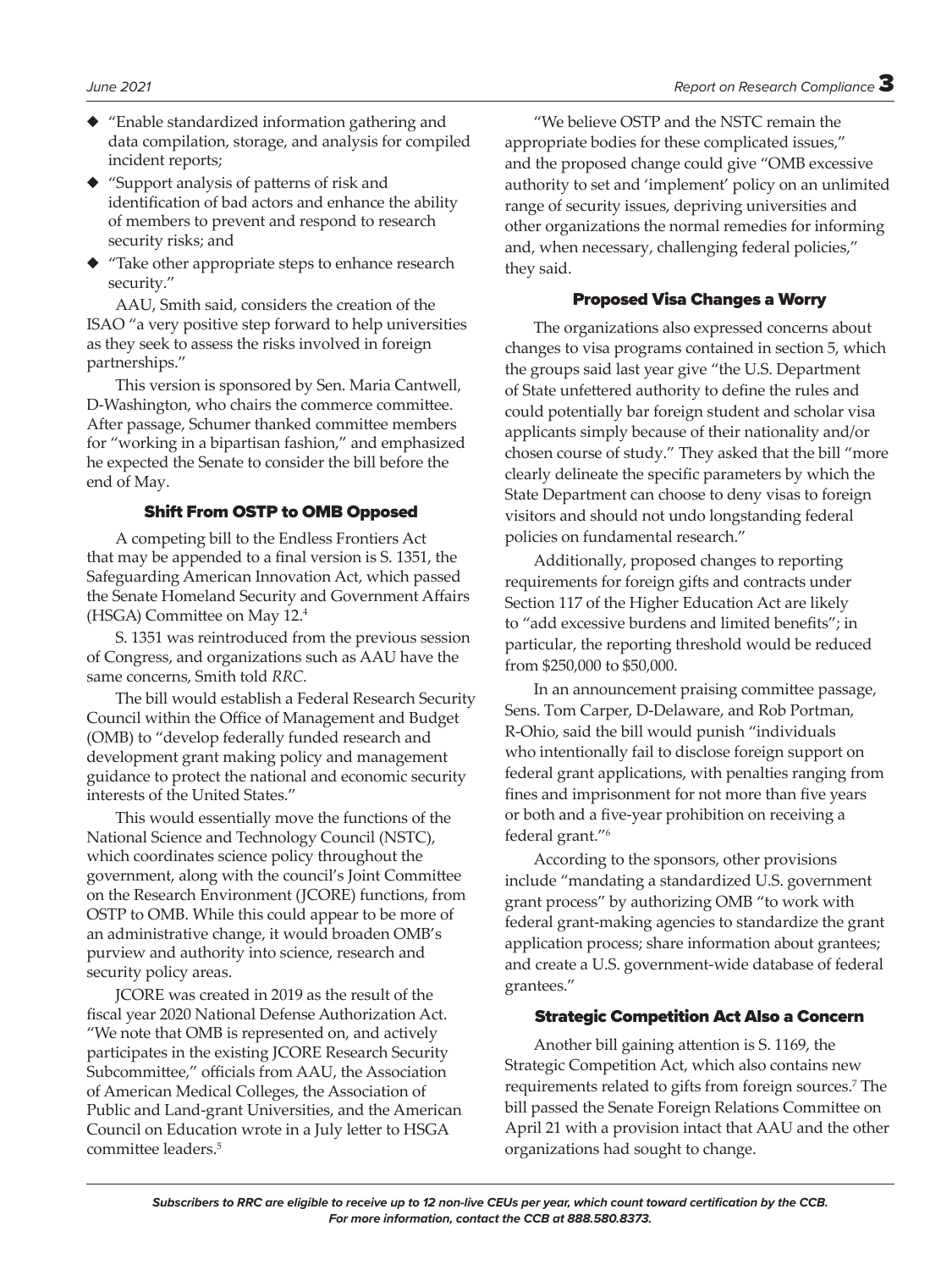- "Enable standardized information gathering and data compilation, storage, and analysis for compiled incident reports;
- "Support analysis of patterns of risk and identification of bad actors and enhance the ability of members to prevent and respond to research security risks; and
- "Take other appropriate steps to enhance research security."

AAU, Smith said, considers the creation of the ISAO "a very positive step forward to help universities as they seek to assess the risks involved in foreign partnerships."

This version is sponsored by Sen. Maria Cantwell, D-Washington, who chairs the commerce committee. After passage, Schumer thanked committee members for "working in a bipartisan fashion," and emphasized he expected the Senate to consider the bill before the end of May.

### Shift From OSTP to OMB Opposed

A competing bill to the Endless Frontiers Act that may be appended to a final version is S. 1351, the Safeguarding American Innovation Act, which passed the Senate Homeland Security and Government Affairs (HSGA) Committee on May 12.[4]

S. 1351 was reintroduced from the previous session of Congress, and organizations such as AAU have the same concerns, Smith told *RRC.*

The bill would establish a Federal Research Security Council within the Office of Management and Budget (OMB) to "develop federally funded research and development grant making policy and management guidance to protect the national and economic security interests of the United States."

This would essentially move the functions of the National Science and Technology Council (NSTC), which coordinates science policy throughout the government, along with the council's Joint Committee on the Research Environment (JCORE) functions, from OSTP to OMB. While this could appear to be more of an administrative change, it would broaden OMB's purview and authority into science, research and security policy areas.

JCORE was created in 2019 as the result of the fiscal year 2020 National Defense Authorization Act. "We note that OMB is represented on, and actively participates in the existing JCORE Research Security Subcommittee," officials from AAU, the Association of American Medical Colleges, the Association of Public and Land-grant Universities, and the American Council on Education wrote in a July letter to HSGA committee leaders.[5]

"We believe OSTP and the NSTC remain the appropriate bodies for these complicated issues," and the proposed change could give "OMB excessive authority to set and 'implement' policy on an unlimited range of security issues, depriving universities and other organizations the normal remedies for informing and, when necessary, challenging federal policies," they said.

### Proposed Visa Changes a Worry

The organizations also expressed concerns about changes to visa programs contained in section 5, which the groups said last year give "the U.S. Department of State unfettered authority to define the rules and could potentially bar foreign student and scholar visa applicants simply because of their nationality and/or chosen course of study." They asked that the bill "more clearly delineate the specific parameters by which the State Department can choose to deny visas to foreign visitors and should not undo longstanding federal policies on fundamental research."

Additionally, proposed changes to reporting requirements for foreign gifts and contracts under Section 117 of the Higher Education Act are likely to "add excessive burdens and limited benefits"; in particular, the reporting threshold would be reduced from $250,000 to $50,000.

In an announcement praising committee passage, Sens. Tom Carper, D-Delaware, and Rob Portman, R-Ohio, said the bill would punish "individuals who intentionally fail to disclose foreign support on federal grant applications, with penalties ranging from fines and imprisonment for not more than five years or both and a five-year prohibition on receiving a federal grant."[6]

According to the sponsors, other provisions include "mandating a standardized U.S. government grant process" by authorizing OMB "to work with federal grant-making agencies to standardize the grant application process; share information about grantees; and create a U.S. government-wide database of federal grantees."

### Strategic Competition Act Also a Concern

Another bill gaining attention is S. 1169, the Strategic Competition Act, which also contains new requirements related to gifts from foreign sources.[7] The bill passed the Senate Foreign Relations Committee on April 21 with a provision intact that AAU and the other organizations had sought to change.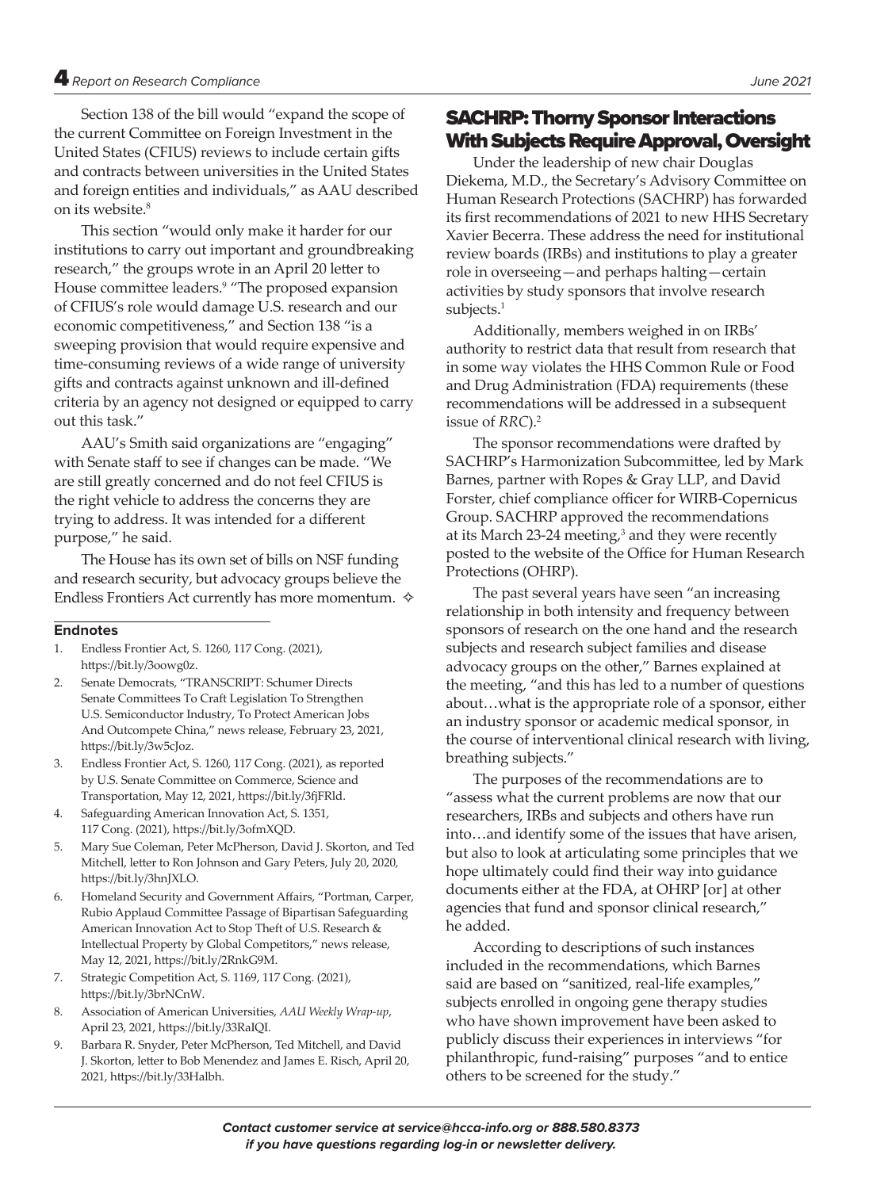Section 138 of the bill would "expand the scope of the current Committee on Foreign Investment in the United States (CFIUS) reviews to include certain gifts and contracts between universities in the United States and foreign entities and individuals," as AAU described on its website.[8]

This section "would only make it harder for our institutions to carry out important and groundbreaking research," the groups wrote in an April 20 letter to House committee leaders.[9] "The proposed expansion of CFIUS's role would damage U.S. research and our economic competitiveness," and Section 138 "is a sweeping provision that would require expensive and time-consuming reviews of a wide range of university gifts and contracts against unknown and ill-defined criteria by an agency not designed or equipped to carry out this task."

AAU's Smith said organizations are "engaging" with Senate staff to see if changes can be made. "We are still greatly concerned and do not feel CFIUS is the right vehicle to address the concerns they are trying to address. It was intended for a different purpose," he said.

The House has its own set of bills on NSF funding and research security, but advocacy groups believe the Endless Frontiers Act currently has more momentum. ✧

#### Endnotes

1. Endless Frontier Act, S. 1260, 117 Cong. (2021), https://bit.ly/3oowg0z.
2. Senate Democrats, "TRANSCRIPT: Schumer Directs Senate Committees To Craft Legislation To Strengthen U.S. Semiconductor Industry, To Protect American Jobs And Outcompete China," news release, February 23, 2021, https://bit.ly/3w5cJoz.
3. Endless Frontier Act, S. 1260, 117 Cong. (2021), as reported by U.S. Senate Committee on Commerce, Science and Transportation, May 12, 2021, https://bit.ly/3fjFRld.
4. Safeguarding American Innovation Act, S. 1351, 117 Cong. (2021), https://bit.ly/3ofmXQD.
5. Mary Sue Coleman, Peter McPherson, David J. Skorton, and Ted Mitchell, letter to Ron Johnson and Gary Peters, July 20, 2020, https://bit.ly/3hnJXLO.
6. Homeland Security and Government Affairs, "Portman, Carper, Rubio Applaud Committee Passage of Bipartisan Safeguarding American Innovation Act to Stop Theft of U.S. Research & Intellectual Property by Global Competitors," news release, May 12, 2021, https://bit.ly/2RnkG9M.
7. Strategic Competition Act, S. 1169, 117 Cong. (2021), https://bit.ly/3brNCnW.
8. Association of American Universities, *AAU Weekly Wrap-up*, April 23, 2021, https://bit.ly/33RaIQI.
9. Barbara R. Snyder, Peter McPherson, Ted Mitchell, and David J. Skorton, letter to Bob Menendez and James E. Risch, April 20, 2021, https://bit.ly/33Halbh.

## SACHRP: Thorny Sponsor Interactions With Subjects Require Approval, Oversight

Under the leadership of new chair Douglas Diekema, M.D., the Secretary's Advisory Committee on Human Research Protections (SACHRP) has forwarded its first recommendations of 2021 to new HHS Secretary Xavier Becerra. These address the need for institutional review boards (IRBs) and institutions to play a greater role in overseeing—and perhaps halting—certain activities by study sponsors that involve research subjects.[1]

Additionally, members weighed in on IRBs' authority to restrict data that result from research that in some way violates the HHS Common Rule or Food and Drug Administration (FDA) requirements (these recommendations will be addressed in a subsequent issue of *RRC*).[2]

The sponsor recommendations were drafted by SACHRP's Harmonization Subcommittee, led by Mark Barnes, partner with Ropes & Gray LLP, and David Forster, chief compliance officer for WIRB-Copernicus Group. SACHRP approved the recommendations at its March 23-24 meeting,[3] and they were recently posted to the website of the Office for Human Research Protections (OHRP).

The past several years have seen "an increasing relationship in both intensity and frequency between sponsors of research on the one hand and the research subjects and research subject families and disease advocacy groups on the other," Barnes explained at the meeting, "and this has led to a number of questions about…what is the appropriate role of a sponsor, either an industry sponsor or academic medical sponsor, in the course of interventional clinical research with living, breathing subjects."

The purposes of the recommendations are to "assess what the current problems are now that our researchers, IRBs and subjects and others have run into…and identify some of the issues that have arisen, but also to look at articulating some principles that we hope ultimately could find their way into guidance documents either at the FDA, at OHRP [or] at other agencies that fund and sponsor clinical research," he added.

According to descriptions of such instances included in the recommendations, which Barnes said are based on "sanitized, real-life examples," subjects enrolled in ongoing gene therapy studies who have shown improvement have been asked to publicly discuss their experiences in interviews "for philanthropic, fund-raising" purposes "and to entice others to be screened for the study."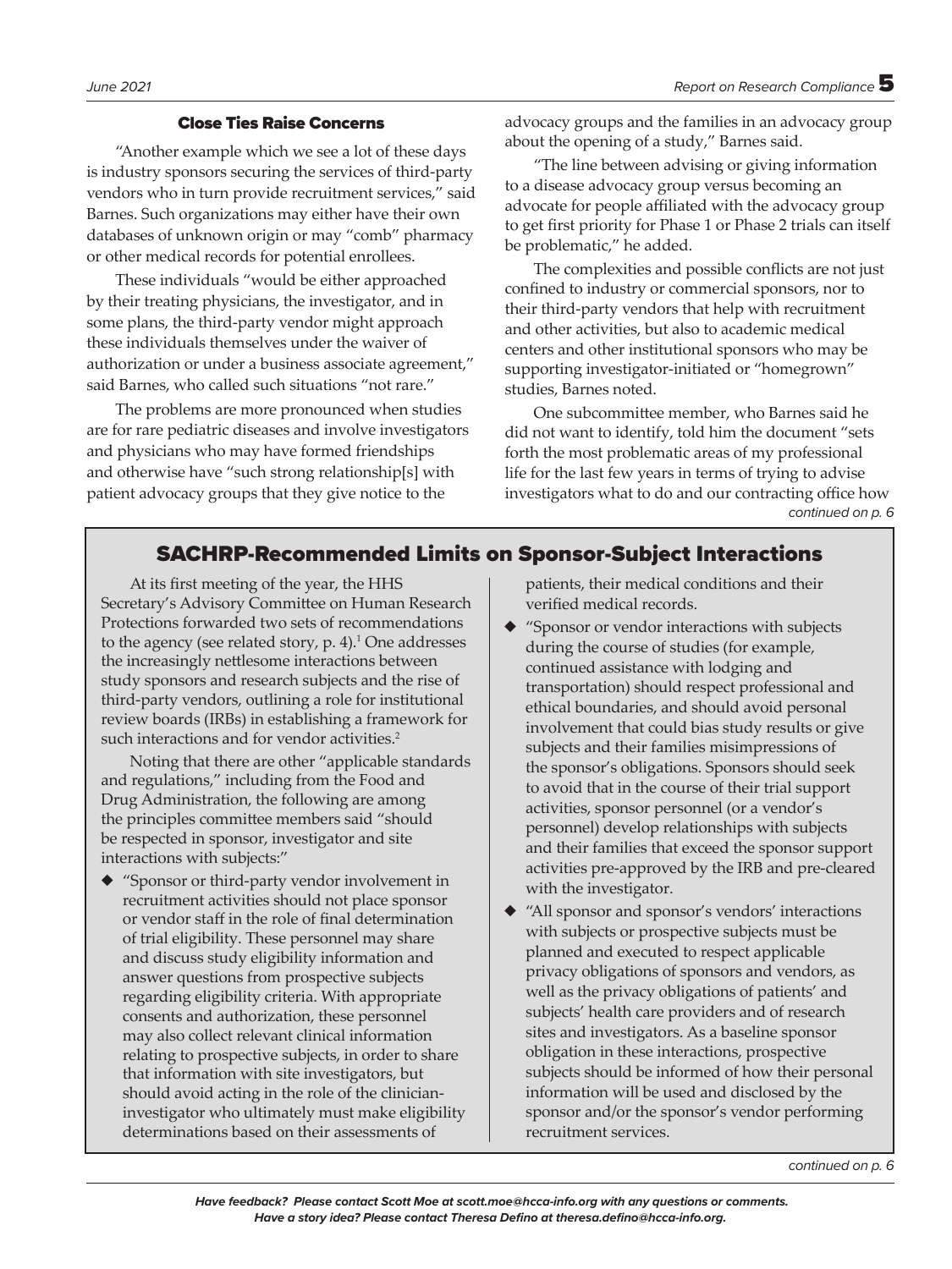### Close Ties Raise Concerns

"Another example which we see a lot of these days is industry sponsors securing the services of third-party vendors who in turn provide recruitment services," said Barnes. Such organizations may either have their own databases of unknown origin or may "comb" pharmacy or other medical records for potential enrollees.

These individuals "would be either approached by their treating physicians, the investigator, and in some plans, the third-party vendor might approach these individuals themselves under the waiver of authorization or under a business associate agreement," said Barnes, who called such situations "not rare."

The problems are more pronounced when studies are for rare pediatric diseases and involve investigators and physicians who may have formed friendships and otherwise have "such strong relationship[s] with patient advocacy groups that they give notice to the advocacy groups and the families in an advocacy group about the opening of a study," Barnes said.

"The line between advising or giving information to a disease advocacy group versus becoming an advocate for people affiliated with the advocacy group to get first priority for Phase 1 or Phase 2 trials can itself be problematic," he added.

The complexities and possible conflicts are not just confined to industry or commercial sponsors, nor to their third-party vendors that help with recruitment and other activities, but also to academic medical centers and other institutional sponsors who may be supporting investigator-initiated or "homegrown" studies, Barnes noted.

One subcommittee member, who Barnes said he did not want to identify, told him the document "sets forth the most problematic areas of my professional life for the last few years in terms of trying to advise investigators what to do and our contracting office how

*continued on p. 6*

## SACHRP-Recommended Limits on Sponsor-Subject Interactions

At its first meeting of the year, the HHS Secretary's Advisory Committee on Human Research Protections forwarded two sets of recommendations to the agency (see related story, p. 4).[1] One addresses the increasingly nettlesome interactions between study sponsors and research subjects and the rise of third-party vendors, outlining a role for institutional review boards (IRBs) in establishing a framework for such interactions and for vendor activities.[2]

Noting that there are other "applicable standards and regulations," including from the Food and Drug Administration, the following are among the principles committee members said "should be respected in sponsor, investigator and site interactions with subjects:"

- "Sponsor or third-party vendor involvement in recruitment activities should not place sponsor or vendor staff in the role of final determination of trial eligibility. These personnel may share and discuss study eligibility information and answer questions from prospective subjects regarding eligibility criteria. With appropriate consents and authorization, these personnel may also collect relevant clinical information relating to prospective subjects, in order to share that information with site investigators, but should avoid acting in the role of the clinician-investigator who ultimately must make eligibility determinations based on their assessments of patients, their medical conditions and their verified medical records.
- "Sponsor or vendor interactions with subjects during the course of studies (for example, continued assistance with lodging and transportation) should respect professional and ethical boundaries, and should avoid personal involvement that could bias study results or give subjects and their families misimpressions of the sponsor's obligations. Sponsors should seek to avoid that in the course of their trial support activities, sponsor personnel (or a vendor's personnel) develop relationships with subjects and their families that exceed the sponsor support activities pre-approved by the IRB and pre-cleared with the investigator.
- "All sponsor and sponsor's vendors' interactions with subjects or prospective subjects must be planned and executed to respect applicable privacy obligations of sponsors and vendors, as well as the privacy obligations of patients' and subjects' health care providers and of research sites and investigators. As a baseline sponsor obligation in these interactions, prospective subjects should be informed of how their personal information will be used and disclosed by the sponsor and/or the sponsor's vendor performing recruitment services.

*continued on p. 6*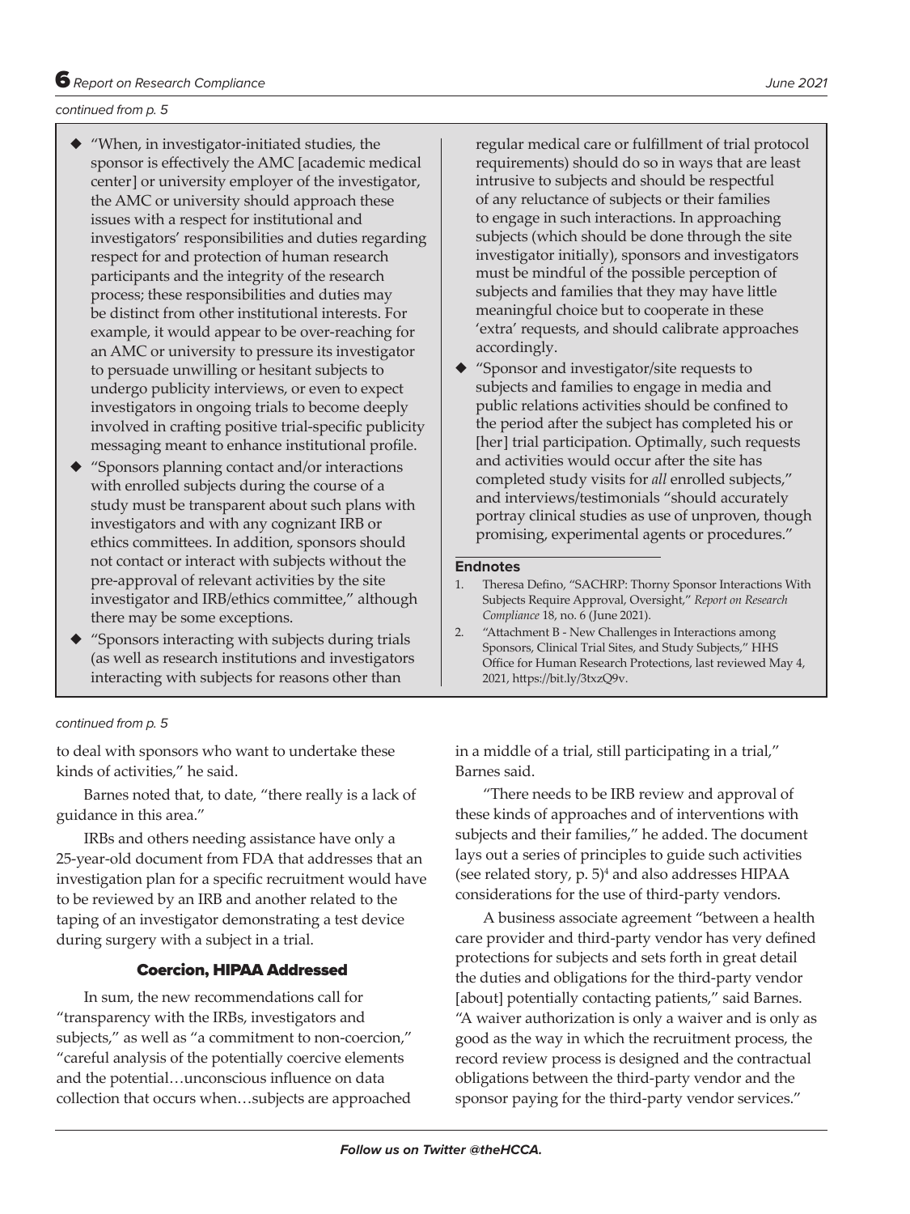*continued from p. 5*

- "When, in investigator-initiated studies, the sponsor is effectively the AMC [academic medical center] or university employer of the investigator, the AMC or university should approach these issues with a respect for institutional and investigators' responsibilities and duties regarding respect for and protection of human research participants and the integrity of the research process; these responsibilities and duties may be distinct from other institutional interests. For example, it would appear to be over-reaching for an AMC or university to pressure its investigator to persuade unwilling or hesitant subjects to undergo publicity interviews, or even to expect investigators in ongoing trials to become deeply involved in crafting positive trial-specific publicity messaging meant to enhance institutional profile.
- "Sponsors planning contact and/or interactions with enrolled subjects during the course of a study must be transparent about such plans with investigators and with any cognizant IRB or ethics committees. In addition, sponsors should not contact or interact with subjects without the pre-approval of relevant activities by the site investigator and IRB/ethics committee," although there may be some exceptions.
- "Sponsors interacting with subjects during trials (as well as research institutions and investigators interacting with subjects for reasons other than regular medical care or fulfillment of trial protocol requirements) should do so in ways that are least intrusive to subjects and should be respectful of any reluctance of subjects or their families to engage in such interactions. In approaching subjects (which should be done through the site investigator initially), sponsors and investigators must be mindful of the possible perception of subjects and families that they may have little meaningful choice but to cooperate in these 'extra' requests, and should calibrate approaches accordingly.
- "Sponsor and investigator/site requests to subjects and families to engage in media and public relations activities should be confined to the period after the subject has completed his or [her] trial participation. Optimally, such requests and activities would occur after the site has completed study visits for *all* enrolled subjects," and interviews/testimonials "should accurately portray clinical studies as use of unproven, though promising, experimental agents or procedures."

**Endnotes**

1. Theresa Defino, "SACHRP: Thorny Sponsor Interactions With Subjects Require Approval, Oversight," *Report on Research Compliance* 18, no. 6 (June 2021).
2. "Attachment B - New Challenges in Interactions among Sponsors, Clinical Trial Sites, and Study Subjects," HHS Office for Human Research Protections, last reviewed May 4, 2021, https://bit.ly/3txzQ9v.

*continued from p. 5*

to deal with sponsors who want to undertake these kinds of activities," he said.

Barnes noted that, to date, "there really is a lack of guidance in this area."

IRBs and others needing assistance have only a 25-year-old document from FDA that addresses that an investigation plan for a specific recruitment would have to be reviewed by an IRB and another related to the taping of an investigator demonstrating a test device during surgery with a subject in a trial.

### Coercion, HIPAA Addressed

In sum, the new recommendations call for "transparency with the IRBs, investigators and subjects," as well as "a commitment to non-coercion," "careful analysis of the potentially coercive elements and the potential…unconscious influence on data collection that occurs when…subjects are approached in a middle of a trial, still participating in a trial," Barnes said.

"There needs to be IRB review and approval of these kinds of approaches and of interventions with subjects and their families," he added. The document lays out a series of principles to guide such activities (see related story, p. 5)[4] and also addresses HIPAA considerations for the use of third-party vendors.

A business associate agreement "between a health care provider and third-party vendor has very defined protections for subjects and sets forth in great detail the duties and obligations for the third-party vendor [about] potentially contacting patients," said Barnes. "A waiver authorization is only a waiver and is only as good as the way in which the recruitment process, the record review process is designed and the contractual obligations between the third-party vendor and the sponsor paying for the third-party vendor services."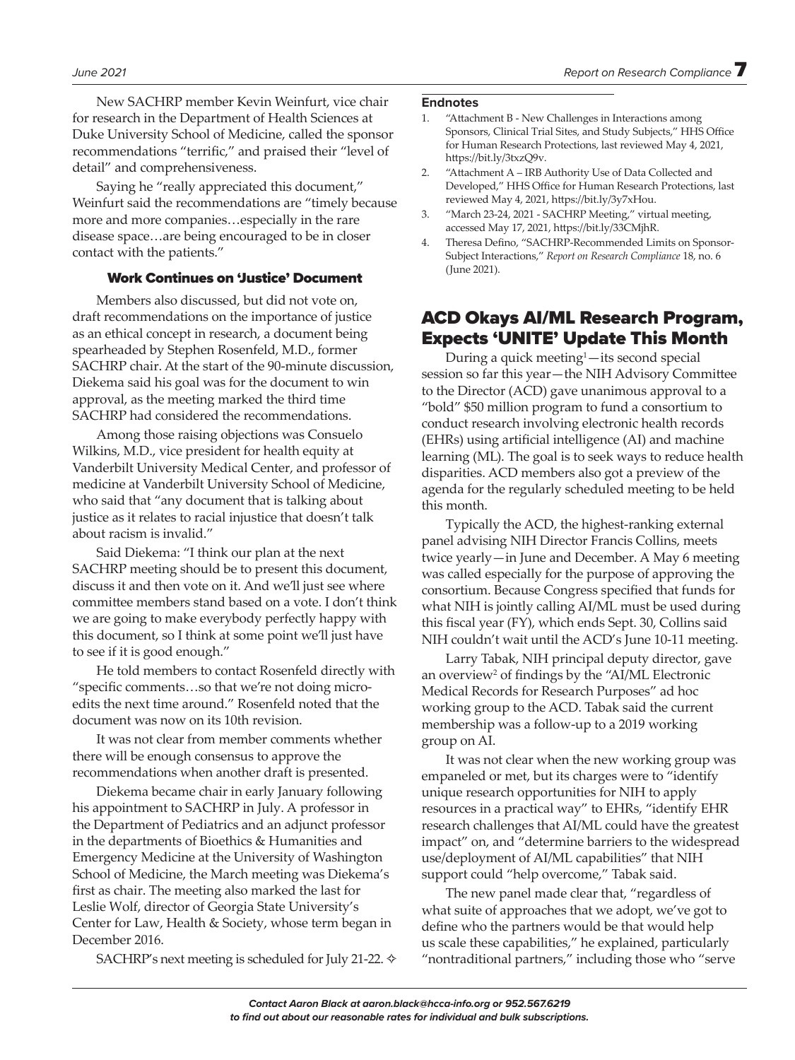New SACHRP member Kevin Weinfurt, vice chair for research in the Department of Health Sciences at Duke University School of Medicine, called the sponsor recommendations "terrific," and praised their "level of detail" and comprehensiveness.

Saying he "really appreciated this document," Weinfurt said the recommendations are "timely because more and more companies…especially in the rare disease space…are being encouraged to be in closer contact with the patients."

### Work Continues on 'Justice' Document

Members also discussed, but did not vote on, draft recommendations on the importance of justice as an ethical concept in research, a document being spearheaded by Stephen Rosenfeld, M.D., former SACHRP chair. At the start of the 90-minute discussion, Diekema said his goal was for the document to win approval, as the meeting marked the third time SACHRP had considered the recommendations.

Among those raising objections was Consuelo Wilkins, M.D., vice president for health equity at Vanderbilt University Medical Center, and professor of medicine at Vanderbilt University School of Medicine, who said that "any document that is talking about justice as it relates to racial injustice that doesn't talk about racism is invalid."

Said Diekema: "I think our plan at the next SACHRP meeting should be to present this document, discuss it and then vote on it. And we'll just see where committee members stand based on a vote. I don't think we are going to make everybody perfectly happy with this document, so I think at some point we'll just have to see if it is good enough."

He told members to contact Rosenfeld directly with "specific comments…so that we're not doing micro-edits the next time around." Rosenfeld noted that the document was now on its 10th revision.

It was not clear from member comments whether there will be enough consensus to approve the recommendations when another draft is presented.

Diekema became chair in early January following his appointment to SACHRP in July. A professor in the Department of Pediatrics and an adjunct professor in the departments of Bioethics & Humanities and Emergency Medicine at the University of Washington School of Medicine, the March meeting was Diekema's first as chair. The meeting also marked the last for Leslie Wolf, director of Georgia State University's Center for Law, Health & Society, whose term began in December 2016.

SACHRP's next meeting is scheduled for July 21-22. ✧

#### Endnotes

1. "Attachment B - New Challenges in Interactions among Sponsors, Clinical Trial Sites, and Study Subjects," HHS Office for Human Research Protections, last reviewed May 4, 2021, https://bit.ly/3txzQ9v.
2. "Attachment A – IRB Authority Use of Data Collected and Developed," HHS Office for Human Research Protections, last reviewed May 4, 2021, https://bit.ly/3y7xHou.
3. "March 23-24, 2021 - SACHRP Meeting," virtual meeting, accessed May 17, 2021, https://bit.ly/33CMjhR.
4. Theresa Defino, "SACHRP-Recommended Limits on Sponsor-Subject Interactions," *Report on Research Compliance* 18, no. 6 (June 2021).

## ACD Okays AI/ML Research Program, Expects 'UNITE' Update This Month

During a quick meeting[1]—its second special session so far this year—the NIH Advisory Committee to the Director (ACD) gave unanimous approval to a "bold" $50 million program to fund a consortium to conduct research involving electronic health records (EHRs) using artificial intelligence (AI) and machine learning (ML). The goal is to seek ways to reduce health disparities. ACD members also got a preview of the agenda for the regularly scheduled meeting to be held this month.

Typically the ACD, the highest-ranking external panel advising NIH Director Francis Collins, meets twice yearly—in June and December. A May 6 meeting was called especially for the purpose of approving the consortium. Because Congress specified that funds for what NIH is jointly calling AI/ML must be used during this fiscal year (FY), which ends Sept. 30, Collins said NIH couldn't wait until the ACD's June 10-11 meeting.

Larry Tabak, NIH principal deputy director, gave an overview[2] of findings by the "AI/ML Electronic Medical Records for Research Purposes" ad hoc working group to the ACD. Tabak said the current membership was a follow-up to a 2019 working group on AI.

It was not clear when the new working group was empaneled or met, but its charges were to "identify unique research opportunities for NIH to apply resources in a practical way" to EHRs, "identify EHR research challenges that AI/ML could have the greatest impact" on, and "determine barriers to the widespread use/deployment of AI/ML capabilities" that NIH support could "help overcome," Tabak said.

The new panel made clear that, "regardless of what suite of approaches that we adopt, we've got to define who the partners would be that would help us scale these capabilities," he explained, particularly "nontraditional partners," including those who "serve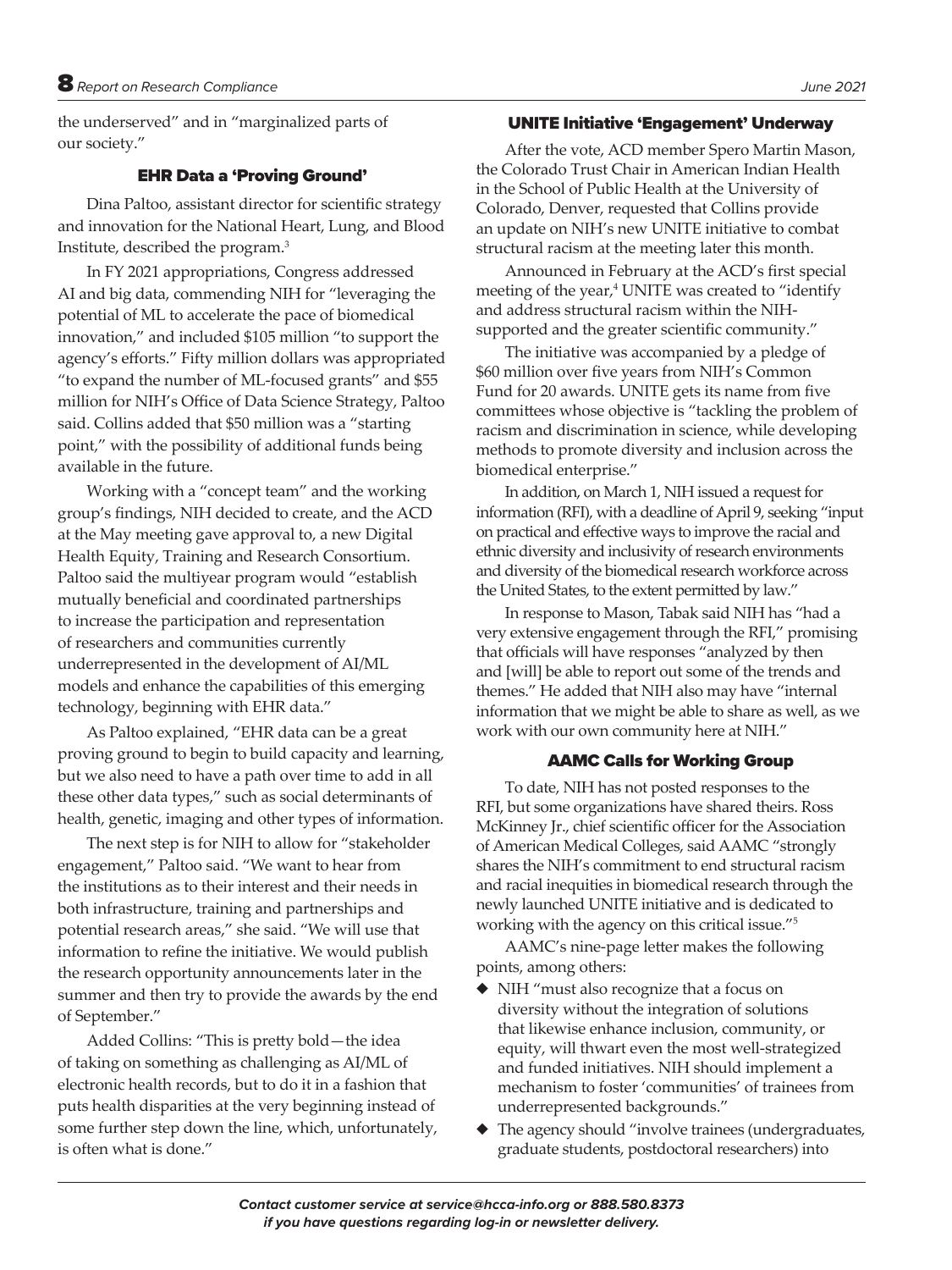the underserved" and in "marginalized parts of our society."

### EHR Data a 'Proving Ground'

Dina Paltoo, assistant director for scientific strategy and innovation for the National Heart, Lung, and Blood Institute, described the program.[3]

In FY 2021 appropriations, Congress addressed AI and big data, commending NIH for "leveraging the potential of ML to accelerate the pace of biomedical innovation," and included $105 million "to support the agency's efforts." Fifty million dollars was appropriated "to expand the number of ML-focused grants" and $55 million for NIH's Office of Data Science Strategy, Paltoo said. Collins added that $50 million was a "starting point," with the possibility of additional funds being available in the future.

Working with a "concept team" and the working group's findings, NIH decided to create, and the ACD at the May meeting gave approval to, a new Digital Health Equity, Training and Research Consortium. Paltoo said the multiyear program would "establish mutually beneficial and coordinated partnerships to increase the participation and representation of researchers and communities currently underrepresented in the development of AI/ML models and enhance the capabilities of this emerging technology, beginning with EHR data."

As Paltoo explained, "EHR data can be a great proving ground to begin to build capacity and learning, but we also need to have a path over time to add in all these other data types," such as social determinants of health, genetic, imaging and other types of information.

The next step is for NIH to allow for "stakeholder engagement," Paltoo said. "We want to hear from the institutions as to their interest and their needs in both infrastructure, training and partnerships and potential research areas," she said. "We will use that information to refine the initiative. We would publish the research opportunity announcements later in the summer and then try to provide the awards by the end of September."

Added Collins: "This is pretty bold—the idea of taking on something as challenging as AI/ML of electronic health records, but to do it in a fashion that puts health disparities at the very beginning instead of some further step down the line, which, unfortunately, is often what is done."

### UNITE Initiative 'Engagement' Underway

After the vote, ACD member Spero Martin Mason, the Colorado Trust Chair in American Indian Health in the School of Public Health at the University of Colorado, Denver, requested that Collins provide an update on NIH's new UNITE initiative to combat structural racism at the meeting later this month.

Announced in February at the ACD's first special meeting of the year,[4] UNITE was created to "identify and address structural racism within the NIH-supported and the greater scientific community."

The initiative was accompanied by a pledge of $60 million over five years from NIH's Common Fund for 20 awards. UNITE gets its name from five committees whose objective is "tackling the problem of racism and discrimination in science, while developing methods to promote diversity and inclusion across the biomedical enterprise."

In addition, on March 1, NIH issued a request for information (RFI), with a deadline of April 9, seeking "input on practical and effective ways to improve the racial and ethnic diversity and inclusivity of research environments and diversity of the biomedical research workforce across the United States, to the extent permitted by law."

In response to Mason, Tabak said NIH has "had a very extensive engagement through the RFI," promising that officials will have responses "analyzed by then and [will] be able to report out some of the trends and themes." He added that NIH also may have "internal information that we might be able to share as well, as we work with our own community here at NIH."

### AAMC Calls for Working Group

To date, NIH has not posted responses to the RFI, but some organizations have shared theirs. Ross McKinney Jr., chief scientific officer for the Association of American Medical Colleges, said AAMC "strongly shares the NIH's commitment to end structural racism and racial inequities in biomedical research through the newly launched UNITE initiative and is dedicated to working with the agency on this critical issue."[5]

AAMC's nine-page letter makes the following points, among others:

- NIH "must also recognize that a focus on diversity without the integration of solutions that likewise enhance inclusion, community, or equity, will thwart even the most well-strategized and funded initiatives. NIH should implement a mechanism to foster 'communities' of trainees from underrepresented backgrounds."
- The agency should "involve trainees (undergraduates, graduate students, postdoctoral researchers) into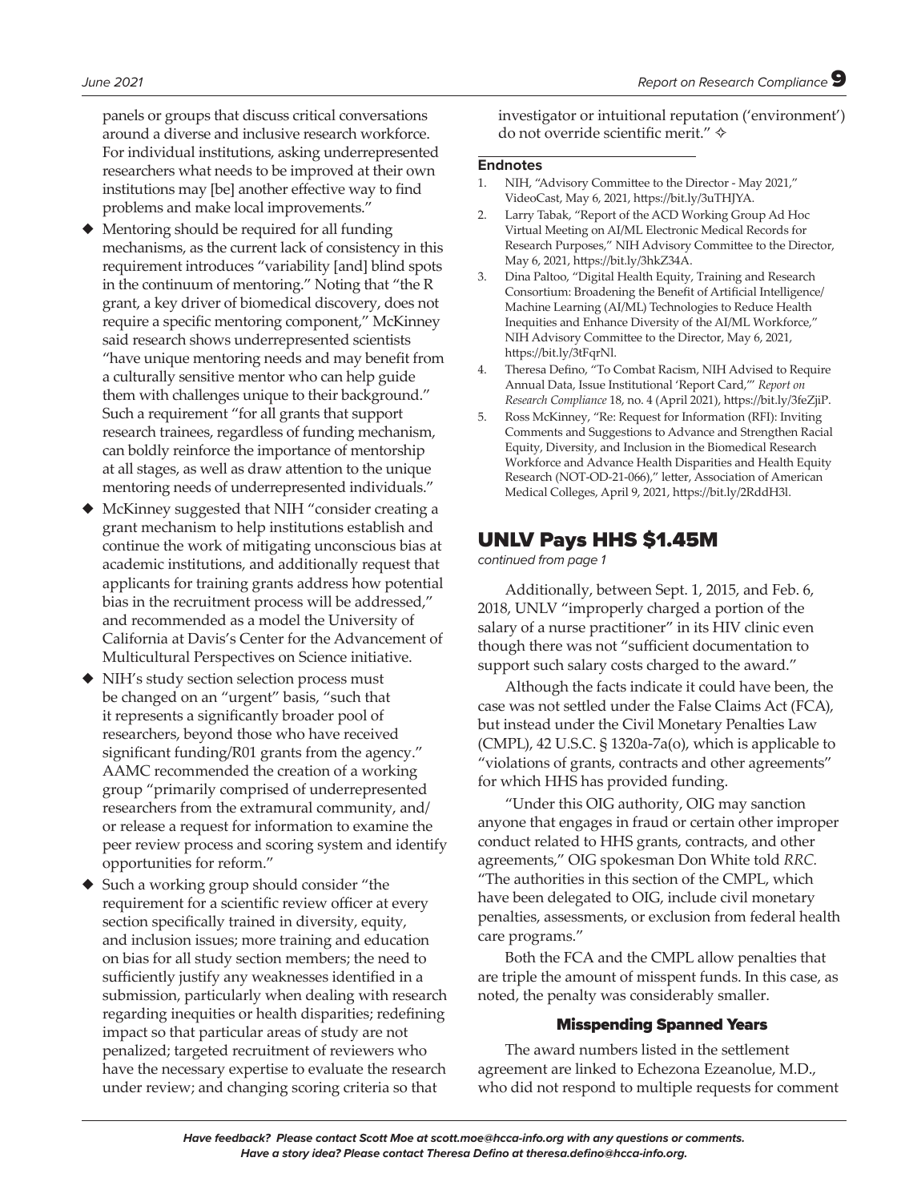panels or groups that discuss critical conversations around a diverse and inclusive research workforce. For individual institutions, asking underrepresented researchers what needs to be improved at their own institutions may [be] another effective way to find problems and make local improvements."

- Mentoring should be required for all funding mechanisms, as the current lack of consistency in this requirement introduces "variability [and] blind spots in the continuum of mentoring." Noting that "the R grant, a key driver of biomedical discovery, does not require a specific mentoring component," McKinney said research shows underrepresented scientists "have unique mentoring needs and may benefit from a culturally sensitive mentor who can help guide them with challenges unique to their background." Such a requirement "for all grants that support research trainees, regardless of funding mechanism, can boldly reinforce the importance of mentorship at all stages, as well as draw attention to the unique mentoring needs of underrepresented individuals."
- McKinney suggested that NIH "consider creating a grant mechanism to help institutions establish and continue the work of mitigating unconscious bias at academic institutions, and additionally request that applicants for training grants address how potential bias in the recruitment process will be addressed," and recommended as a model the University of California at Davis's Center for the Advancement of Multicultural Perspectives on Science initiative.
- NIH's study section selection process must be changed on an "urgent" basis, "such that it represents a significantly broader pool of researchers, beyond those who have received significant funding/R01 grants from the agency." AAMC recommended the creation of a working group "primarily comprised of underrepresented researchers from the extramural community, and/or release a request for information to examine the peer review process and scoring system and identify opportunities for reform."
- Such a working group should consider "the requirement for a scientific review officer at every section specifically trained in diversity, equity, and inclusion issues; more training and education on bias for all study section members; the need to sufficiently justify any weaknesses identified in a submission, particularly when dealing with research regarding inequities or health disparities; redefining impact so that particular areas of study are not penalized; targeted recruitment of reviewers who have the necessary expertise to evaluate the research under review; and changing scoring criteria so that investigator or intuitional reputation ('environment') do not override scientific merit." ✧

#### Endnotes

1. NIH, "Advisory Committee to the Director - May 2021," VideoCast, May 6, 2021, https://bit.ly/3uTHJYA.
2. Larry Tabak, "Report of the ACD Working Group Ad Hoc Virtual Meeting on AI/ML Electronic Medical Records for Research Purposes," NIH Advisory Committee to the Director, May 6, 2021, https://bit.ly/3hkZ34A.
3. Dina Paltoo, "Digital Health Equity, Training and Research Consortium: Broadening the Benefit of Artificial Intelligence/Machine Learning (AI/ML) Technologies to Reduce Health Inequities and Enhance Diversity of the AI/ML Workforce," NIH Advisory Committee to the Director, May 6, 2021, https://bit.ly/3tFqrNl.
4. Theresa Defino, "To Combat Racism, NIH Advised to Require Annual Data, Issue Institutional 'Report Card,'" *Report on Research Compliance* 18, no. 4 (April 2021), https://bit.ly/3feZjiP.
5. Ross McKinney, "Re: Request for Information (RFI): Inviting Comments and Suggestions to Advance and Strengthen Racial Equity, Diversity, and Inclusion in the Biomedical Research Workforce and Advance Health Disparities and Health Equity Research (NOT-OD-21-066)," letter, Association of American Medical Colleges, April 9, 2021, https://bit.ly/2RddH3l.

## UNLV Pays HHS $1.45M

*continued from page 1*

Additionally, between Sept. 1, 2015, and Feb. 6, 2018, UNLV "improperly charged a portion of the salary of a nurse practitioner" in its HIV clinic even though there was not "sufficient documentation to support such salary costs charged to the award."

Although the facts indicate it could have been, the case was not settled under the False Claims Act (FCA), but instead under the Civil Monetary Penalties Law (CMPL), 42 U.S.C. § 1320a-7a(o), which is applicable to "violations of grants, contracts and other agreements" for which HHS has provided funding.

"Under this OIG authority, OIG may sanction anyone that engages in fraud or certain other improper conduct related to HHS grants, contracts, and other agreements," OIG spokesman Don White told *RRC*. "The authorities in this section of the CMPL, which have been delegated to OIG, include civil monetary penalties, assessments, or exclusion from federal health care programs."

Both the FCA and the CMPL allow penalties that are triple the amount of misspent funds. In this case, as noted, the penalty was considerably smaller.

### Misspending Spanned Years

The award numbers listed in the settlement agreement are linked to Echezona Ezeanolue, M.D., who did not respond to multiple requests for comment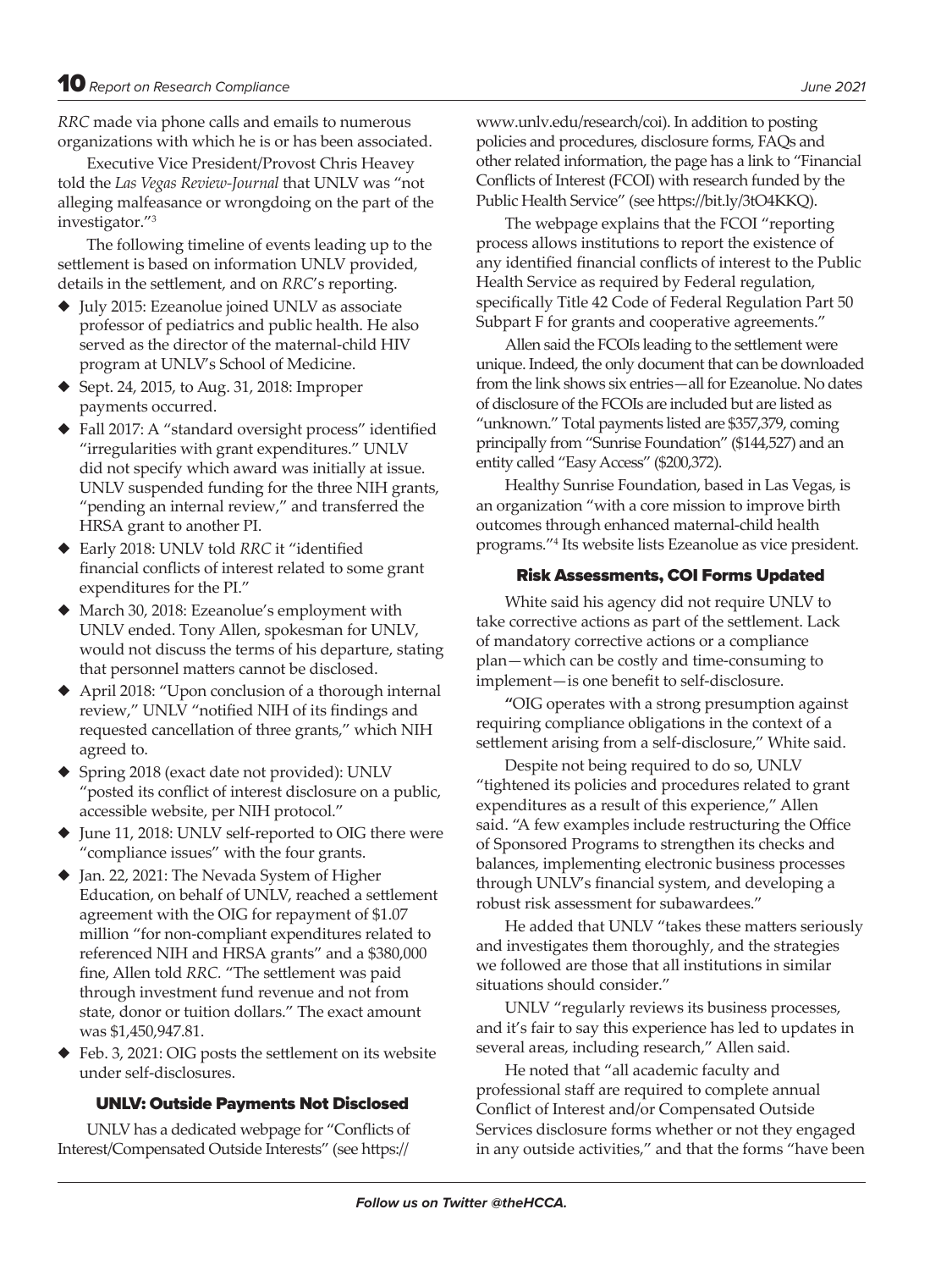*RRC* made via phone calls and emails to numerous organizations with which he is or has been associated.

Executive Vice President/Provost Chris Heavey told the *Las Vegas Review-Journal* that UNLV was "not alleging malfeasance or wrongdoing on the part of the investigator."[3]

The following timeline of events leading up to the settlement is based on information UNLV provided, details in the settlement, and on *RRC*'s reporting.

- July 2015: Ezeanolue joined UNLV as associate professor of pediatrics and public health. He also served as the director of the maternal-child HIV program at UNLV's School of Medicine.
- Sept. 24, 2015, to Aug. 31, 2018: Improper payments occurred.
- Fall 2017: A "standard oversight process" identified "irregularities with grant expenditures." UNLV did not specify which award was initially at issue. UNLV suspended funding for the three NIH grants, "pending an internal review," and transferred the HRSA grant to another PI.
- Early 2018: UNLV told *RRC* it "identified financial conflicts of interest related to some grant expenditures for the PI."
- March 30, 2018: Ezeanolue's employment with UNLV ended. Tony Allen, spokesman for UNLV, would not discuss the terms of his departure, stating that personnel matters cannot be disclosed.
- April 2018: "Upon conclusion of a thorough internal review," UNLV "notified NIH of its findings and requested cancellation of three grants," which NIH agreed to.
- Spring 2018 (exact date not provided): UNLV "posted its conflict of interest disclosure on a public, accessible website, per NIH protocol."
- June 11, 2018: UNLV self-reported to OIG there were "compliance issues" with the four grants.
- Jan. 22, 2021: The Nevada System of Higher Education, on behalf of UNLV, reached a settlement agreement with the OIG for repayment of $1.07 million "for non-compliant expenditures related to referenced NIH and HRSA grants" and a $380,000 fine, Allen told *RRC*. "The settlement was paid through investment fund revenue and not from state, donor or tuition dollars." The exact amount was $1,450,947.81.
- Feb. 3, 2021: OIG posts the settlement on its website under self-disclosures.

### UNLV: Outside Payments Not Disclosed

UNLV has a dedicated webpage for "Conflicts of Interest/Compensated Outside Interests" (see https://www.unlv.edu/research/coi). In addition to posting policies and procedures, disclosure forms, FAQs and other related information, the page has a link to "Financial Conflicts of Interest (FCOI) with research funded by the Public Health Service" (see https://bit.ly/3tO4KKQ).

The webpage explains that the FCOI "reporting process allows institutions to report the existence of any identified financial conflicts of interest to the Public Health Service as required by Federal regulation, specifically Title 42 Code of Federal Regulation Part 50 Subpart F for grants and cooperative agreements."

Allen said the FCOIs leading to the settlement were unique. Indeed, the only document that can be downloaded from the link shows six entries—all for Ezeanolue. No dates of disclosure of the FCOIs are included but are listed as "unknown." Total payments listed are $357,379, coming principally from "Sunrise Foundation" ($144,527) and an entity called "Easy Access" ($200,372).

Healthy Sunrise Foundation, based in Las Vegas, is an organization "with a core mission to improve birth outcomes through enhanced maternal-child health programs."[4] Its website lists Ezeanolue as vice president.

### Risk Assessments, COI Forms Updated

White said his agency did not require UNLV to take corrective actions as part of the settlement. Lack of mandatory corrective actions or a compliance plan—which can be costly and time-consuming to implement—is one benefit to self-disclosure.

"OIG operates with a strong presumption against requiring compliance obligations in the context of a settlement arising from a self-disclosure," White said.

Despite not being required to do so, UNLV "tightened its policies and procedures related to grant expenditures as a result of this experience," Allen said. "A few examples include restructuring the Office of Sponsored Programs to strengthen its checks and balances, implementing electronic business processes through UNLV's financial system, and developing a robust risk assessment for subawardees."

He added that UNLV "takes these matters seriously and investigates them thoroughly, and the strategies we followed are those that all institutions in similar situations should consider."

UNLV "regularly reviews its business processes, and it's fair to say this experience has led to updates in several areas, including research," Allen said.

He noted that "all academic faculty and professional staff are required to complete annual Conflict of Interest and/or Compensated Outside Services disclosure forms whether or not they engaged in any outside activities," and that the forms "have been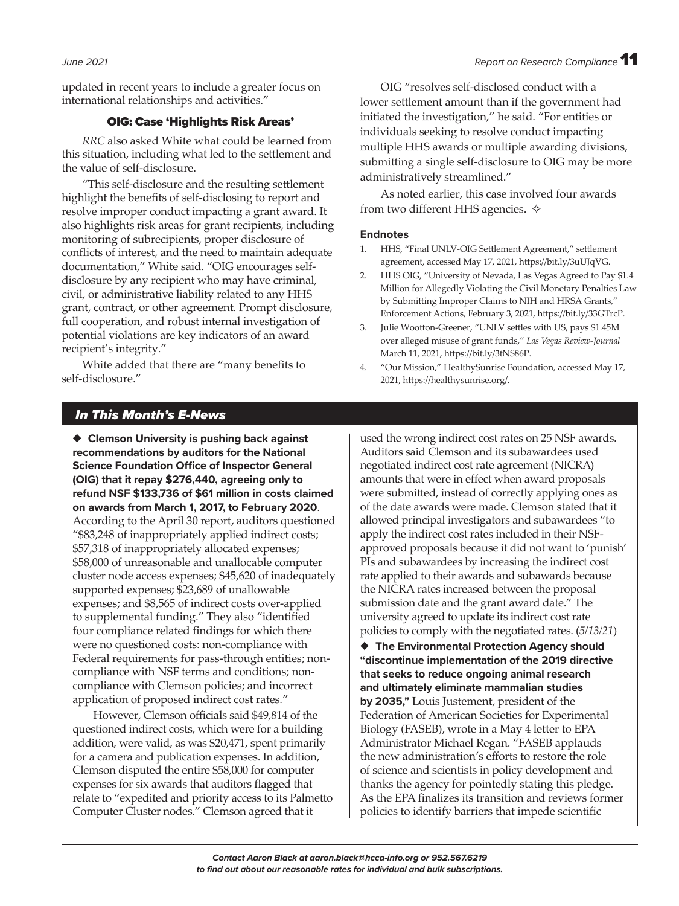updated in recent years to include a greater focus on international relationships and activities."

### OIG: Case 'Highlights Risk Areas'

*RRC* also asked White what could be learned from this situation, including what led to the settlement and the value of self-disclosure.

"This self-disclosure and the resulting settlement highlight the benefits of self-disclosing to report and resolve improper conduct impacting a grant award. It also highlights risk areas for grant recipients, including monitoring of subrecipients, proper disclosure of conflicts of interest, and the need to maintain adequate documentation," White said. "OIG encourages self-disclosure by any recipient who may have criminal, civil, or administrative liability related to any HHS grant, contract, or other agreement. Prompt disclosure, full cooperation, and robust internal investigation of potential violations are key indicators of an award recipient's integrity."

White added that there are "many benefits to self-disclosure."

OIG "resolves self-disclosed conduct with a lower settlement amount than if the government had initiated the investigation," he said. "For entities or individuals seeking to resolve conduct impacting multiple HHS awards or multiple awarding divisions, submitting a single self-disclosure to OIG may be more administratively streamlined."

As noted earlier, this case involved four awards from two different HHS agencies. ✧

#### Endnotes

1. HHS, "Final UNLV-OIG Settlement Agreement," settlement agreement, accessed May 17, 2021, https://bit.ly/3uUJqVG.
2. HHS OIG, "University of Nevada, Las Vegas Agreed to Pay $1.4 Million for Allegedly Violating the Civil Monetary Penalties Law by Submitting Improper Claims to NIH and HRSA Grants," Enforcement Actions, February 3, 2021, https://bit.ly/33GTrcP.
3. Julie Wootton-Greener, "UNLV settles with US, pays $1.45M over alleged misuse of grant funds," *Las Vegas Review-Journal* March 11, 2021, https://bit.ly/3tNS86P.
4. "Our Mission," HealthySunrise Foundation, accessed May 17, 2021, https://healthysunrise.org/.

## *In This Month's E-News*

◆ **Clemson University is pushing back against recommendations by auditors for the National Science Foundation Office of Inspector General (OIG) that it repay $276,440, agreeing only to refund NSF $133,736 of $61 million in costs claimed on awards from March 1, 2017, to February 2020**. According to the April 30 report, auditors questioned "$83,248 of inappropriately applied indirect costs; $57,318 of inappropriately allocated expenses; $58,000 of unreasonable and unallocable computer cluster node access expenses; $45,620 of inadequately supported expenses; $23,689 of unallowable expenses; and $8,565 of indirect costs over-applied to supplemental funding." They also "identified four compliance related findings for which there were no questioned costs: non-compliance with Federal requirements for pass-through entities; non-compliance with NSF terms and conditions; non-compliance with Clemson policies; and incorrect application of proposed indirect cost rates."

However, Clemson officials said $49,814 of the questioned indirect costs, which were for a building addition, were valid, as was $20,471, spent primarily for a camera and publication expenses. In addition, Clemson disputed the entire $58,000 for computer expenses for six awards that auditors flagged that relate to "expedited and priority access to its Palmetto Computer Cluster nodes." Clemson agreed that it used the wrong indirect cost rates on 25 NSF awards. Auditors said Clemson and its subawardees used negotiated indirect cost rate agreement (NICRA) amounts that were in effect when award proposals were submitted, instead of correctly applying ones as of the date awards were made. Clemson stated that it allowed principal investigators and subawardees "to apply the indirect cost rates included in their NSF-approved proposals because it did not want to 'punish' PIs and subawardees by increasing the indirect cost rate applied to their awards and subawards because the NICRA rates increased between the proposal submission date and the grant award date." The university agreed to update its indirect cost rate policies to comply with the negotiated rates. (*5/13/21*)

◆ **The Environmental Protection Agency should "discontinue implementation of the 2019 directive that seeks to reduce ongoing animal research and ultimately eliminate mammalian studies by 2035,"** Louis Justement, president of the Federation of American Societies for Experimental Biology (FASEB), wrote in a May 4 letter to EPA Administrator Michael Regan. "FASEB applauds the new administration's efforts to restore the role of science and scientists in policy development and thanks the agency for pointedly stating this pledge. As the EPA finalizes its transition and reviews former policies to identify barriers that impede scientific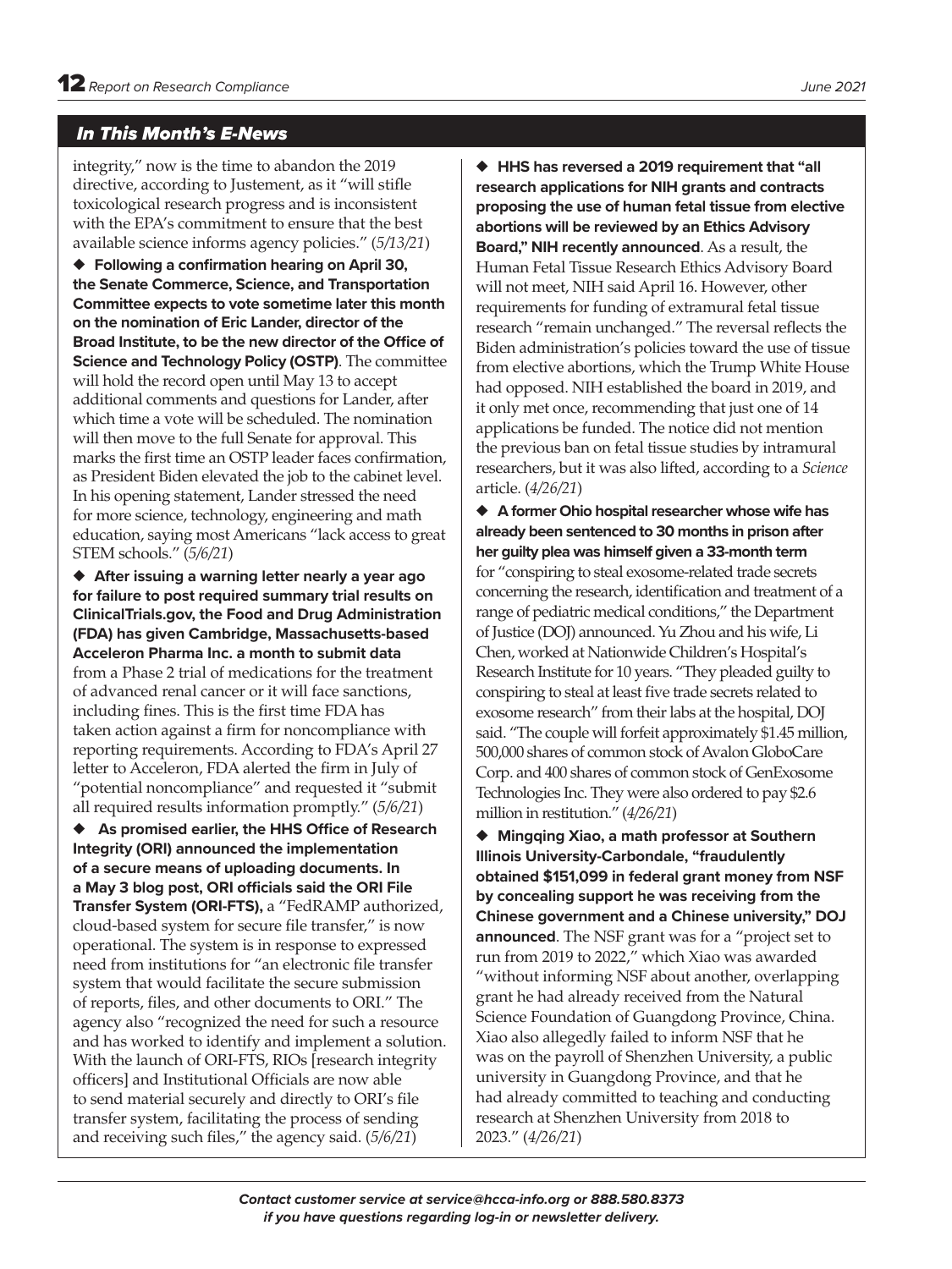## In This Month's E-News

integrity," now is the time to abandon the 2019 directive, according to Justement, as it "will stifle toxicological research progress and is inconsistent with the EPA's commitment to ensure that the best available science informs agency policies." (*5/13/21*)

◆ **Following a confirmation hearing on April 30, the Senate Commerce, Science, and Transportation Committee expects to vote sometime later this month on the nomination of Eric Lander, director of the Broad Institute, to be the new director of the Office of Science and Technology Policy (OSTP)**. The committee will hold the record open until May 13 to accept additional comments and questions for Lander, after which time a vote will be scheduled. The nomination will then move to the full Senate for approval. This marks the first time an OSTP leader faces confirmation, as President Biden elevated the job to the cabinet level. In his opening statement, Lander stressed the need for more science, technology, engineering and math education, saying most Americans "lack access to great STEM schools." (*5/6/21*)

◆ **After issuing a warning letter nearly a year ago for failure to post required summary trial results on ClinicalTrials.gov, the Food and Drug Administration (FDA) has given Cambridge, Massachusetts-based Acceleron Pharma Inc. a month to submit data** from a Phase 2 trial of medications for the treatment of advanced renal cancer or it will face sanctions, including fines. This is the first time FDA has taken action against a firm for noncompliance with reporting requirements. According to FDA's April 27 letter to Acceleron, FDA alerted the firm in July of "potential noncompliance" and requested it "submit all required results information promptly." (*5/6/21*)

◆ **As promised earlier, the HHS Office of Research Integrity (ORI) announced the implementation of a secure means of uploading documents. In a May 3 blog post, ORI officials said the ORI File Transfer System (ORI-FTS),** a "FedRAMP authorized, cloud-based system for secure file transfer," is now operational. The system is in response to expressed need from institutions for "an electronic file transfer system that would facilitate the secure submission of reports, files, and other documents to ORI." The agency also "recognized the need for such a resource and has worked to identify and implement a solution. With the launch of ORI-FTS, RIOs [research integrity officers] and Institutional Officials are now able to send material securely and directly to ORI's file transfer system, facilitating the process of sending and receiving such files," the agency said. (*5/6/21*)

◆ **HHS has reversed a 2019 requirement that "all research applications for NIH grants and contracts proposing the use of human fetal tissue from elective abortions will be reviewed by an Ethics Advisory Board," NIH recently announced**. As a result, the Human Fetal Tissue Research Ethics Advisory Board will not meet, NIH said April 16. However, other requirements for funding of extramural fetal tissue research "remain unchanged." The reversal reflects the Biden administration's policies toward the use of tissue from elective abortions, which the Trump White House had opposed. NIH established the board in 2019, and it only met once, recommending that just one of 14 applications be funded. The notice did not mention the previous ban on fetal tissue studies by intramural researchers, but it was also lifted, according to a *Science* article. (*4/26/21*)

◆ **A former Ohio hospital researcher whose wife has already been sentenced to 30 months in prison after her guilty plea was himself given a 33-month term** for "conspiring to steal exosome-related trade secrets concerning the research, identification and treatment of a range of pediatric medical conditions," the Department of Justice (DOJ) announced. Yu Zhou and his wife, Li Chen, worked at Nationwide Children's Hospital's Research Institute for 10 years. "They pleaded guilty to conspiring to steal at least five trade secrets related to exosome research" from their labs at the hospital, DOJ said. "The couple will forfeit approximately $1.45 million, 500,000 shares of common stock of Avalon GloboCare Corp. and 400 shares of common stock of GenExosome Technologies Inc. They were also ordered to pay $2.6 million in restitution." (*4/26/21*)

◆ **Mingqing Xiao, a math professor at Southern Illinois University-Carbondale, "fraudulently obtained $151,099 in federal grant money from NSF by concealing support he was receiving from the Chinese government and a Chinese university," DOJ announced**. The NSF grant was for a "project set to run from 2019 to 2022," which Xiao was awarded "without informing NSF about another, overlapping grant he had already received from the Natural Science Foundation of Guangdong Province, China. Xiao also allegedly failed to inform NSF that he was on the payroll of Shenzhen University, a public university in Guangdong Province, and that he had already committed to teaching and conducting research at Shenzhen University from 2018 to 2023." (*4/26/21*)

***Contact customer service at service@hcca-info.org or 888.580.8373 if you have questions regarding log-in or newsletter delivery.***